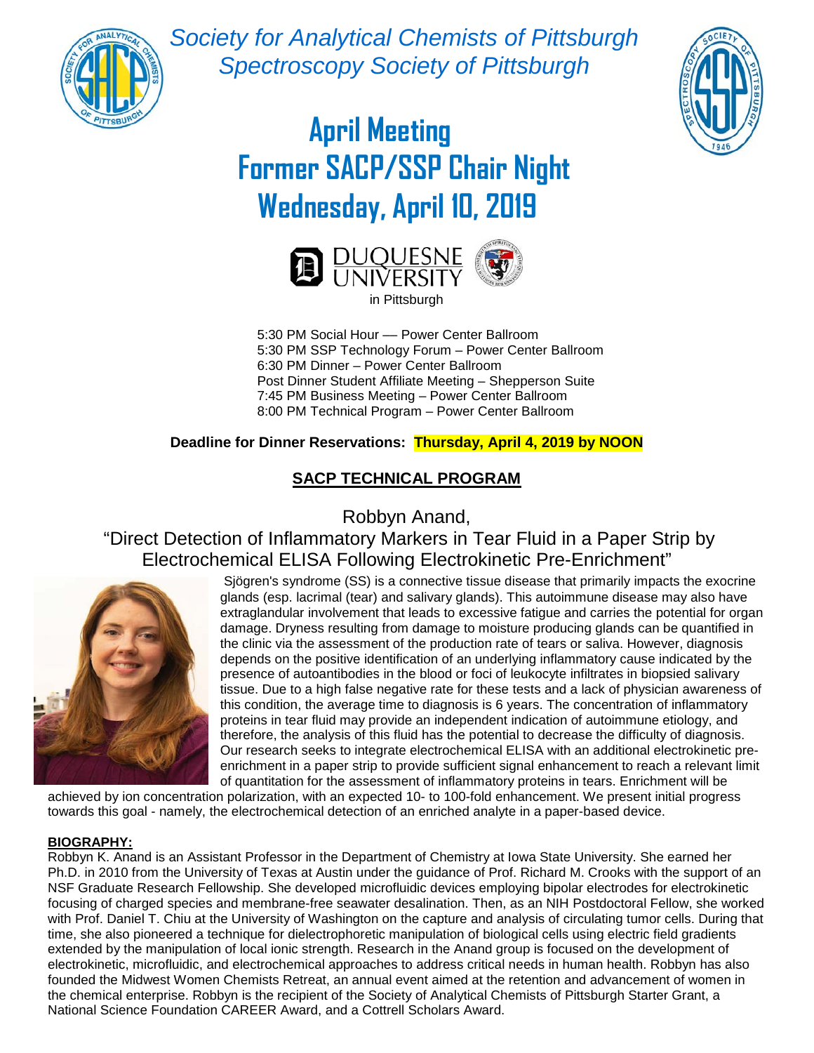*Society for Analytical Chemists of Pittsburgh*
*Spectroscopy Society of Pittsburgh*

# April Meeting
# Former SACP/SSP Chair Night
# Wednesday, April 10, 2019

DUQUESNE UNIVERSITY
in Pittsburgh

5:30 PM Social Hour — Power Center Ballroom
5:30 PM SSP Technology Forum – Power Center Ballroom
6:30 PM Dinner – Power Center Ballroom
Post Dinner Student Affiliate Meeting – Shepperson Suite
7:45 PM Business Meeting – Power Center Ballroom
8:00 PM Technical Program – Power Center Ballroom

**Deadline for Dinner Reservations: Thursday, April 4, 2019 by NOON**

## SACP TECHNICAL PROGRAM

Robbyn Anand,
"Direct Detection of Inflammatory Markers in Tear Fluid in a Paper Strip by Electrochemical ELISA Following Electrokinetic Pre-Enrichment"

Sjögren's syndrome (SS) is a connective tissue disease that primarily impacts the exocrine glands (esp. lacrimal (tear) and salivary glands). This autoimmune disease may also have extraglandular involvement that leads to excessive fatigue and carries the potential for organ damage. Dryness resulting from damage to moisture producing glands can be quantified in the clinic via the assessment of the production rate of tears or saliva. However, diagnosis depends on the positive identification of an underlying inflammatory cause indicated by the presence of autoantibodies in the blood or foci of leukocyte infiltrates in biopsied salivary tissue. Due to a high false negative rate for these tests and a lack of physician awareness of this condition, the average time to diagnosis is 6 years. The concentration of inflammatory proteins in tear fluid may provide an independent indication of autoimmune etiology, and therefore, the analysis of this fluid has the potential to decrease the difficulty of diagnosis. Our research seeks to integrate electrochemical ELISA with an additional electrokinetic pre-enrichment in a paper strip to provide sufficient signal enhancement to reach a relevant limit of quantitation for the assessment of inflammatory proteins in tears. Enrichment will be achieved by ion concentration polarization, with an expected 10- to 100-fold enhancement. We present initial progress towards this goal - namely, the electrochemical detection of an enriched analyte in a paper-based device.

**BIOGRAPHY:**
Robbyn K. Anand is an Assistant Professor in the Department of Chemistry at Iowa State University. She earned her Ph.D. in 2010 from the University of Texas at Austin under the guidance of Prof. Richard M. Crooks with the support of an NSF Graduate Research Fellowship. She developed microfluidic devices employing bipolar electrodes for electrokinetic focusing of charged species and membrane-free seawater desalination. Then, as an NIH Postdoctoral Fellow, she worked with Prof. Daniel T. Chiu at the University of Washington on the capture and analysis of circulating tumor cells. During that time, she also pioneered a technique for dielectrophoretic manipulation of biological cells using electric field gradients extended by the manipulation of local ionic strength. Research in the Anand group is focused on the development of electrokinetic, microfluidic, and electrochemical approaches to address critical needs in human health. Robbyn has also founded the Midwest Women Chemists Retreat, an annual event aimed at the retention and advancement of women in the chemical enterprise. Robbyn is the recipient of the Society of Analytical Chemists of Pittsburgh Starter Grant, a National Science Foundation CAREER Award, and a Cottrell Scholars Award.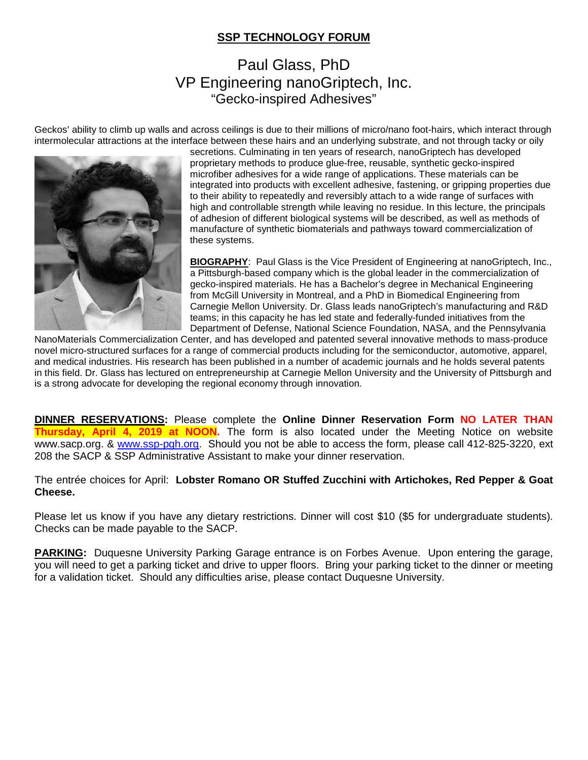## SSP TECHNOLOGY FORUM

# Paul Glass, PhD
# VP Engineering nanoGriptech, Inc.
### "Gecko-inspired Adhesives"

Geckos' ability to climb up walls and across ceilings is due to their millions of micro/nano foot-hairs, which interact through intermolecular attractions at the interface between these hairs and an underlying substrate, and not through tacky or oily secretions. Culminating in ten years of research, nanoGriptech has developed proprietary methods to produce glue-free, reusable, synthetic gecko-inspired microfiber adhesives for a wide range of applications. These materials can be integrated into products with excellent adhesive, fastening, or gripping properties due to their ability to repeatedly and reversibly attach to a wide range of surfaces with high and controllable strength while leaving no residue. In this lecture, the principals of adhesion of different biological systems will be described, as well as methods of manufacture of synthetic biomaterials and pathways toward commercialization of these systems.

**BIOGRAPHY**: Paul Glass is the Vice President of Engineering at nanoGriptech, Inc., a Pittsburgh-based company which is the global leader in the commercialization of gecko-inspired materials. He has a Bachelor's degree in Mechanical Engineering from McGill University in Montreal, and a PhD in Biomedical Engineering from Carnegie Mellon University. Dr. Glass leads nanoGriptech's manufacturing and R&D teams; in this capacity he has led state and federally-funded initiatives from the Department of Defense, National Science Foundation, NASA, and the Pennsylvania NanoMaterials Commercialization Center, and has developed and patented several innovative methods to mass-produce novel micro-structured surfaces for a range of commercial products including for the semiconductor, automotive, apparel, and medical industries. His research has been published in a number of academic journals and he holds several patents in this field. Dr. Glass has lectured on entrepreneurship at Carnegie Mellon University and the University of Pittsburgh and is a strong advocate for developing the regional economy through innovation.

**DINNER RESERVATIONS:** Please complete the **Online Dinner Reservation Form NO LATER THAN Thursday, April 4, 2019 at NOON.** The form is also located under the Meeting Notice on website www.sacp.org. & www.ssp-pgh.org. Should you not be able to access the form, please call 412-825-3220, ext 208 the SACP & SSP Administrative Assistant to make your dinner reservation.

The entrée choices for April: **Lobster Romano OR Stuffed Zucchini with Artichokes, Red Pepper & Goat Cheese.**

Please let us know if you have any dietary restrictions. Dinner will cost $10 ($5 for undergraduate students). Checks can be made payable to the SACP.

**PARKING:** Duquesne University Parking Garage entrance is on Forbes Avenue. Upon entering the garage, you will need to get a parking ticket and drive to upper floors. Bring your parking ticket to the dinner or meeting for a validation ticket. Should any difficulties arise, please contact Duquesne University.